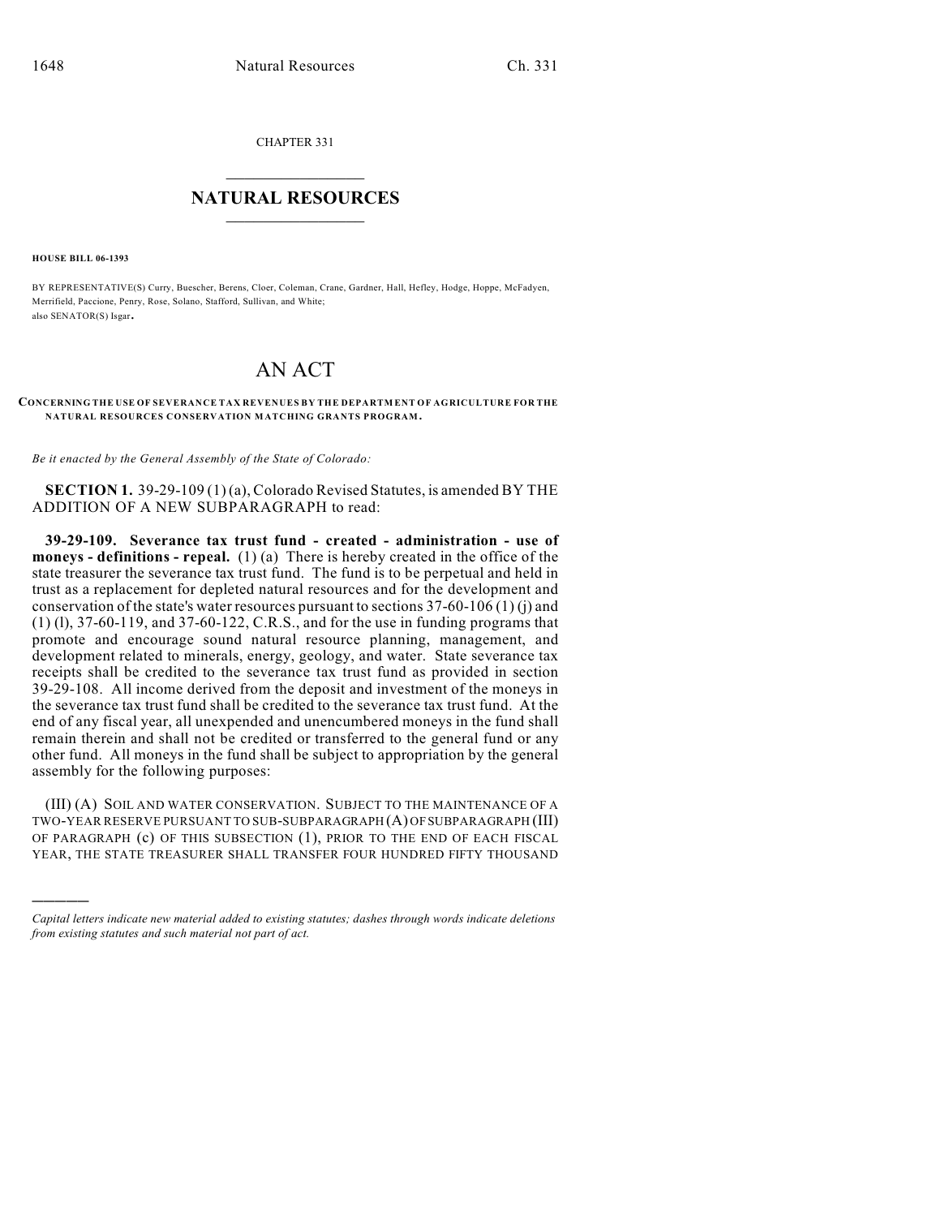CHAPTER 331

## NATURAL RESOURCES

**HOUSE BILL 06-1393**

BY REPRESENTATIVE(S) Curry, Buescher, Berens, Cloer, Coleman, Crane, Gardner, Hall, Hefley, Hodge, Hoppe, McFadyen, Merrifield, Paccione, Penry, Rose, Solano, Stafford, Sullivan, and White;
also SENATOR(S) Isgar.

# AN ACT

**CONCERNING THE USE OF SEVERANCE TAX REVENUES BY THE DEPARTMENT OF AGRICULTURE FOR THE NATURAL RESOURCES CONSERVATION MATCHING GRANTS PROGRAM.**

*Be it enacted by the General Assembly of the State of Colorado:*

**SECTION 1.** 39-29-109 (1) (a), Colorado Revised Statutes, is amended BY THE ADDITION OF A NEW SUBPARAGRAPH to read:

**39-29-109. Severance tax trust fund - created - administration - use of moneys - definitions - repeal.** (1) (a) There is hereby created in the office of the state treasurer the severance tax trust fund. The fund is to be perpetual and held in trust as a replacement for depleted natural resources and for the development and conservation of the state's water resources pursuant to sections 37-60-106 (1) (j) and (1) (l), 37-60-119, and 37-60-122, C.R.S., and for the use in funding programs that promote and encourage sound natural resource planning, management, and development related to minerals, energy, geology, and water. State severance tax receipts shall be credited to the severance tax trust fund as provided in section 39-29-108. All income derived from the deposit and investment of the moneys in the severance tax trust fund shall be credited to the severance tax trust fund. At the end of any fiscal year, all unexpended and unencumbered moneys in the fund shall remain therein and shall not be credited or transferred to the general fund or any other fund. All moneys in the fund shall be subject to appropriation by the general assembly for the following purposes:

(III) (A) SOIL AND WATER CONSERVATION. SUBJECT TO THE MAINTENANCE OF A TWO-YEAR RESERVE PURSUANT TO SUB-SUBPARAGRAPH (A) OF SUBPARAGRAPH (III) OF PARAGRAPH (c) OF THIS SUBSECTION (1), PRIOR TO THE END OF EACH FISCAL YEAR, THE STATE TREASURER SHALL TRANSFER FOUR HUNDRED FIFTY THOUSAND

---

*Capital letters indicate new material added to existing statutes; dashes through words indicate deletions from existing statutes and such material not part of act.*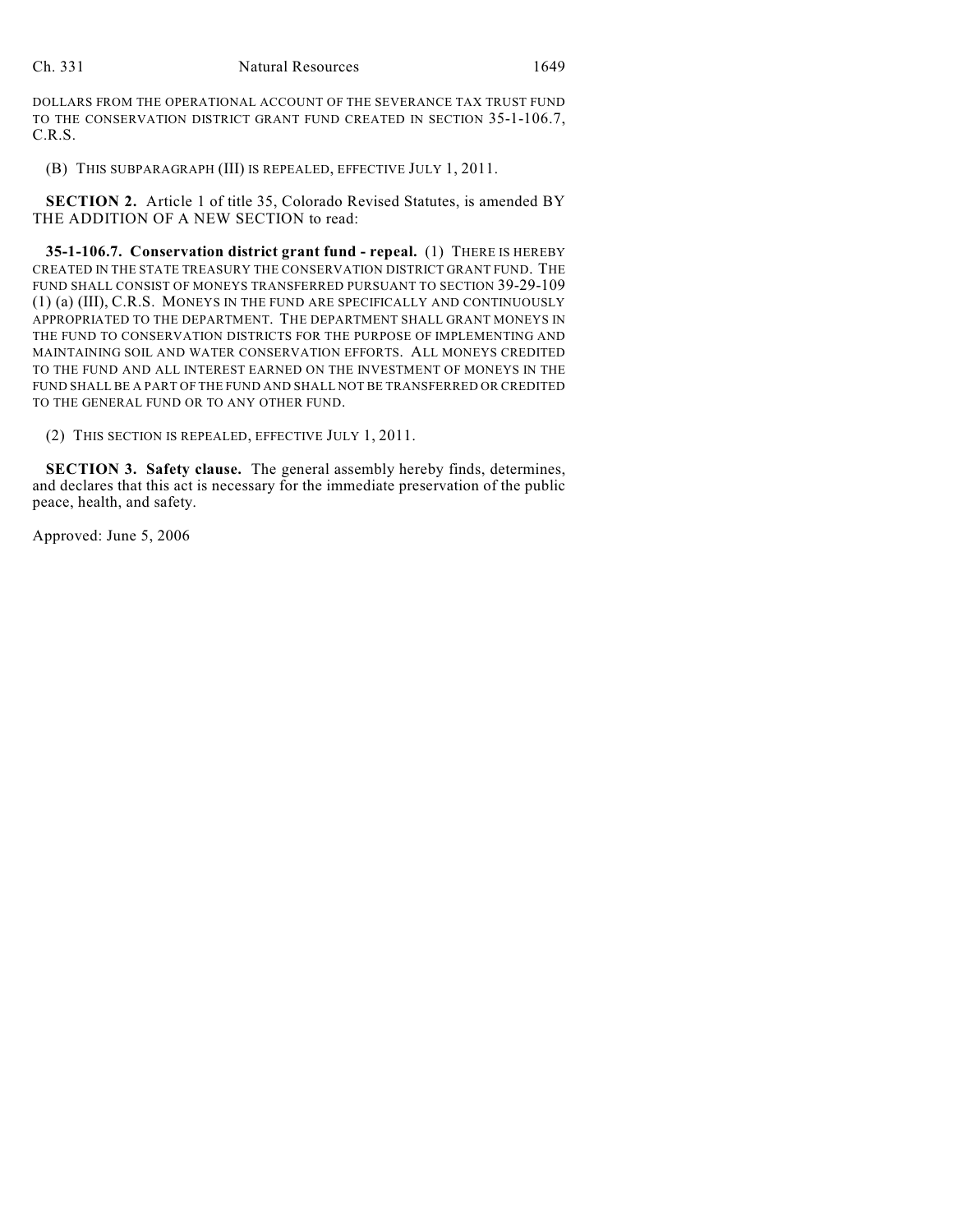DOLLARS FROM THE OPERATIONAL ACCOUNT OF THE SEVERANCE TAX TRUST FUND TO THE CONSERVATION DISTRICT GRANT FUND CREATED IN SECTION 35-1-106.7, C.R.S.

(B) THIS SUBPARAGRAPH (III) IS REPEALED, EFFECTIVE JULY 1, 2011.

**SECTION 2.** Article 1 of title 35, Colorado Revised Statutes, is amended BY THE ADDITION OF A NEW SECTION to read:

**35-1-106.7. Conservation district grant fund - repeal.** (1) THERE IS HEREBY CREATED IN THE STATE TREASURY THE CONSERVATION DISTRICT GRANT FUND. THE FUND SHALL CONSIST OF MONEYS TRANSFERRED PURSUANT TO SECTION 39-29-109 (1) (a) (III), C.R.S. MONEYS IN THE FUND ARE SPECIFICALLY AND CONTINUOUSLY APPROPRIATED TO THE DEPARTMENT. THE DEPARTMENT SHALL GRANT MONEYS IN THE FUND TO CONSERVATION DISTRICTS FOR THE PURPOSE OF IMPLEMENTING AND MAINTAINING SOIL AND WATER CONSERVATION EFFORTS. ALL MONEYS CREDITED TO THE FUND AND ALL INTEREST EARNED ON THE INVESTMENT OF MONEYS IN THE FUND SHALL BE A PART OF THE FUND AND SHALL NOT BE TRANSFERRED OR CREDITED TO THE GENERAL FUND OR TO ANY OTHER FUND.

(2) THIS SECTION IS REPEALED, EFFECTIVE JULY 1, 2011.

**SECTION 3. Safety clause.** The general assembly hereby finds, determines, and declares that this act is necessary for the immediate preservation of the public peace, health, and safety.

Approved: June 5, 2006